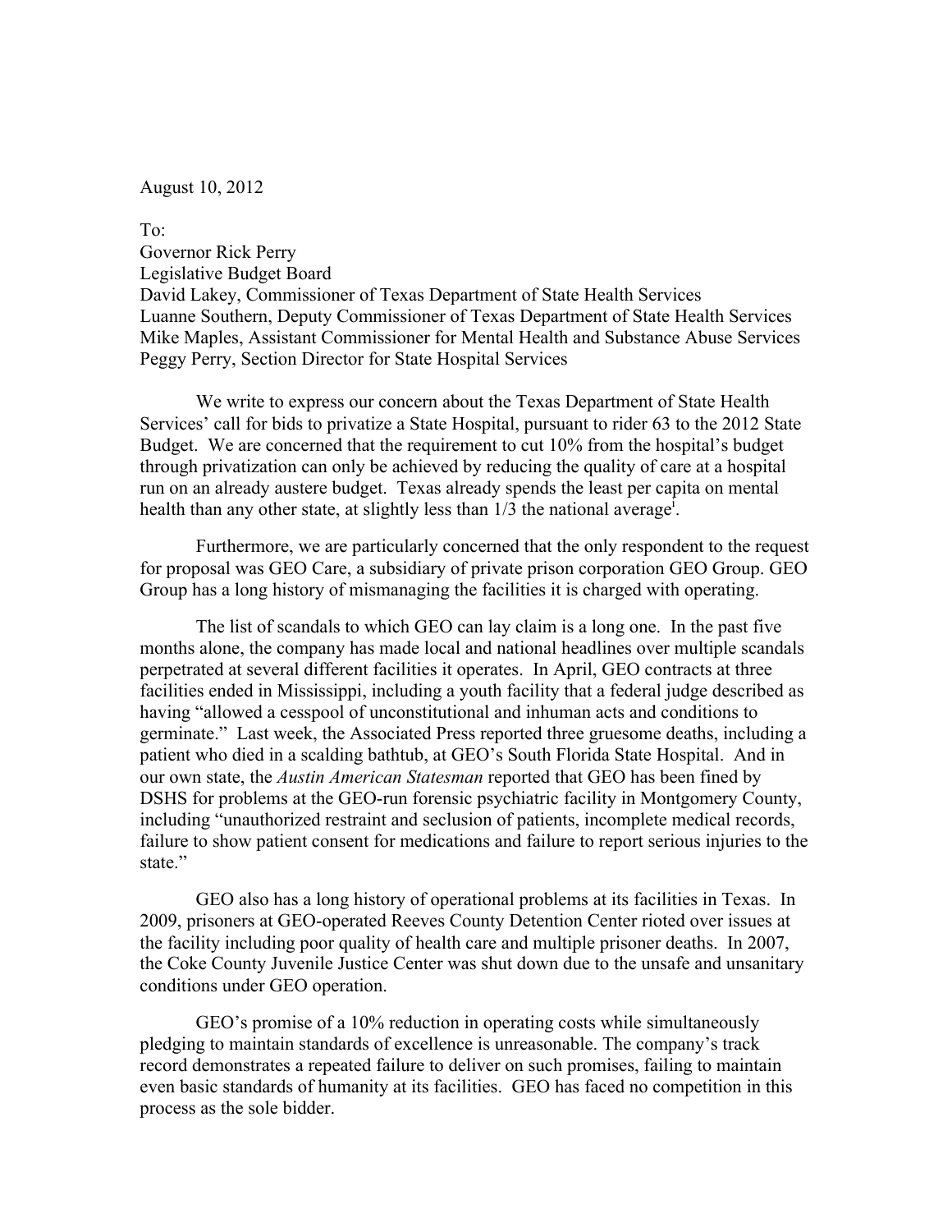August 10, 2012

To:  
Governor Rick Perry  
Legislative Budget Board  
David Lakey, Commissioner of Texas Department of State Health Services  
Luanne Southern, Deputy Commissioner of Texas Department of State Health Services  
Mike Maples, Assistant Commissioner for Mental Health and Substance Abuse Services  
Peggy Perry, Section Director for State Hospital Services

We write to express our concern about the Texas Department of State Health Services' call for bids to privatize a State Hospital, pursuant to rider 63 to the 2012 State Budget. We are concerned that the requirement to cut 10% from the hospital's budget through privatization can only be achieved by reducing the quality of care at a hospital run on an already austere budget. Texas already spends the least per capita on mental health than any other state, at slightly less than 1/3 the national average[i].

Furthermore, we are particularly concerned that the only respondent to the request for proposal was GEO Care, a subsidiary of private prison corporation GEO Group. GEO Group has a long history of mismanaging the facilities it is charged with operating.

The list of scandals to which GEO can lay claim is a long one. In the past five months alone, the company has made local and national headlines over multiple scandals perpetrated at several different facilities it operates. In April, GEO contracts at three facilities ended in Mississippi, including a youth facility that a federal judge described as having "allowed a cesspool of unconstitutional and inhuman acts and conditions to germinate." Last week, the Associated Press reported three gruesome deaths, including a patient who died in a scalding bathtub, at GEO's South Florida State Hospital. And in our own state, the *Austin American Statesman* reported that GEO has been fined by DSHS for problems at the GEO-run forensic psychiatric facility in Montgomery County, including "unauthorized restraint and seclusion of patients, incomplete medical records, failure to show patient consent for medications and failure to report serious injuries to the state."

GEO also has a long history of operational problems at its facilities in Texas. In 2009, prisoners at GEO-operated Reeves County Detention Center rioted over issues at the facility including poor quality of health care and multiple prisoner deaths. In 2007, the Coke County Juvenile Justice Center was shut down due to the unsafe and unsanitary conditions under GEO operation.

GEO's promise of a 10% reduction in operating costs while simultaneously pledging to maintain standards of excellence is unreasonable. The company's track record demonstrates a repeated failure to deliver on such promises, failing to maintain even basic standards of humanity at its facilities. GEO has faced no competition in this process as the sole bidder.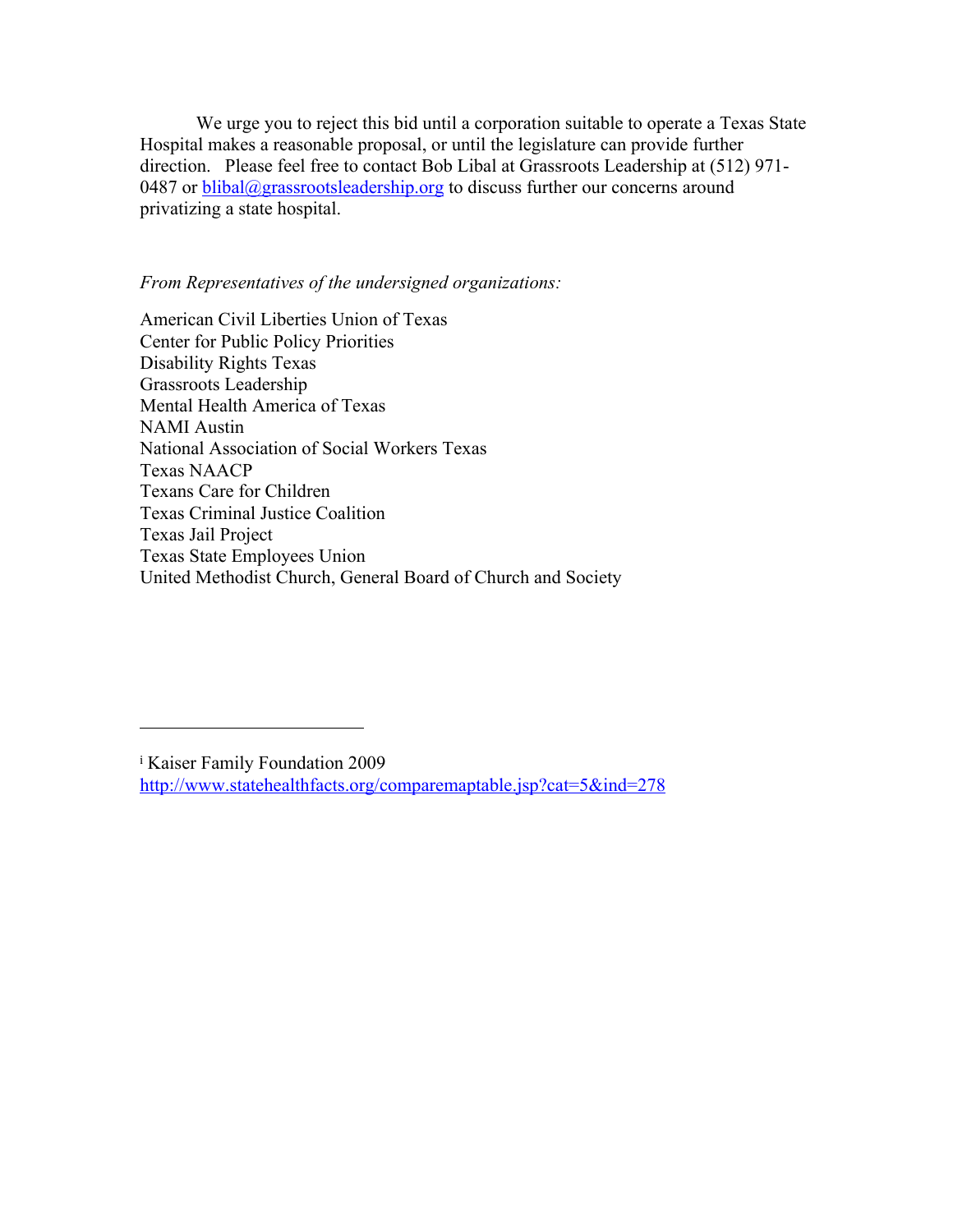We urge you to reject this bid until a corporation suitable to operate a Texas State Hospital makes a reasonable proposal, or until the legislature can provide further direction. Please feel free to contact Bob Libal at Grassroots Leadership at (512) 971-0487 or blibal@grassrootsleadership.org to discuss further our concerns around privatizing a state hospital.

*From Representatives of the undersigned organizations:*

American Civil Liberties Union of Texas
Center for Public Policy Priorities
Disability Rights Texas
Grassroots Leadership
Mental Health America of Texas
NAMI Austin
National Association of Social Workers Texas
Texas NAACP
Texans Care for Children
Texas Criminal Justice Coalition
Texas Jail Project
Texas State Employees Union
United Methodist Church, General Board of Church and Society

---

[i] Kaiser Family Foundation 2009
http://www.statehealthfacts.org/comparemaptable.jsp?cat=5&ind=278